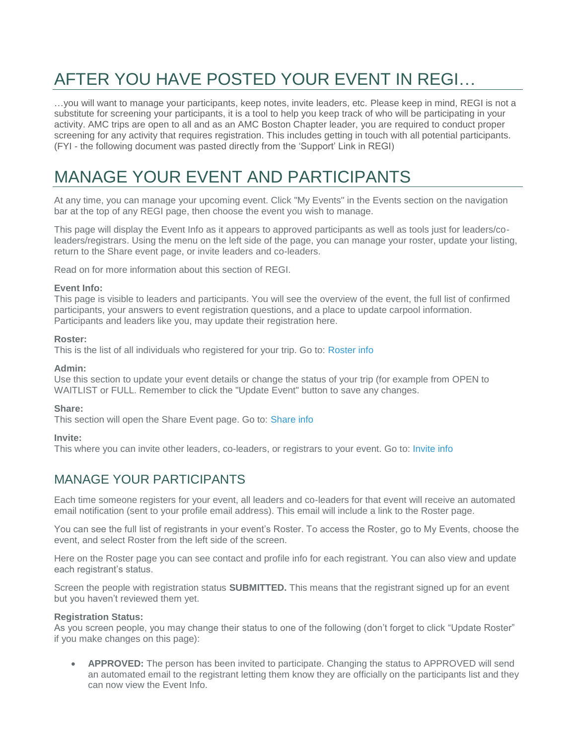# AFTER YOU HAVE POSTED YOUR EVENT IN REGI…

…you will want to manage your participants, keep notes, invite leaders, etc. Please keep in mind, REGI is not a substitute for screening your participants, it is a tool to help you keep track of who will be participating in your activity. AMC trips are open to all and as an AMC Boston Chapter leader, you are required to conduct proper screening for any activity that requires registration. This includes getting in touch with all potential participants. (FYI - the following document was pasted directly from the 'Support' Link in REGI)

# MANAGE YOUR EVENT AND PARTICIPANTS

At any time, you can manage your upcoming event. Click "My Events" in the Events section on the navigation bar at the top of any REGI page, then choose the event you wish to manage.

This page will display the Event Info as it appears to approved participants as well as tools just for leaders/co-leaders/registrars. Using the menu on the left side of the page, you can manage your roster, update your listing, return to the Share event page, or invite leaders and co-leaders.

Read on for more information about this section of REGI.

**Event Info:**
This page is visible to leaders and participants. You will see the overview of the event, the full list of confirmed participants, your answers to event registration questions, and a place to update carpool information. Participants and leaders like you, may update their registration here.

**Roster:**
This is the list of all individuals who registered for your trip. Go to: Roster info

**Admin:**
Use this section to update your event details or change the status of your trip (for example from OPEN to WAITLIST or FULL. Remember to click the "Update Event" button to save any changes.

**Share:**
This section will open the Share Event page. Go to: Share info

**Invite:**
This where you can invite other leaders, co-leaders, or registrars to your event. Go to: Invite info

## MANAGE YOUR PARTICIPANTS

Each time someone registers for your event, all leaders and co-leaders for that event will receive an automated email notification (sent to your profile email address). This email will include a link to the Roster page.

You can see the full list of registrants in your event's Roster. To access the Roster, go to My Events, choose the event, and select Roster from the left side of the screen.

Here on the Roster page you can see contact and profile info for each registrant. You can also view and update each registrant's status.

Screen the people with registration status **SUBMITTED.** This means that the registrant signed up for an event but you haven't reviewed them yet.

**Registration Status:**
As you screen people, you may change their status to one of the following (don't forget to click "Update Roster" if you make changes on this page):

- **APPROVED:** The person has been invited to participate. Changing the status to APPROVED will send an automated email to the registrant letting them know they are officially on the participants list and they can now view the Event Info.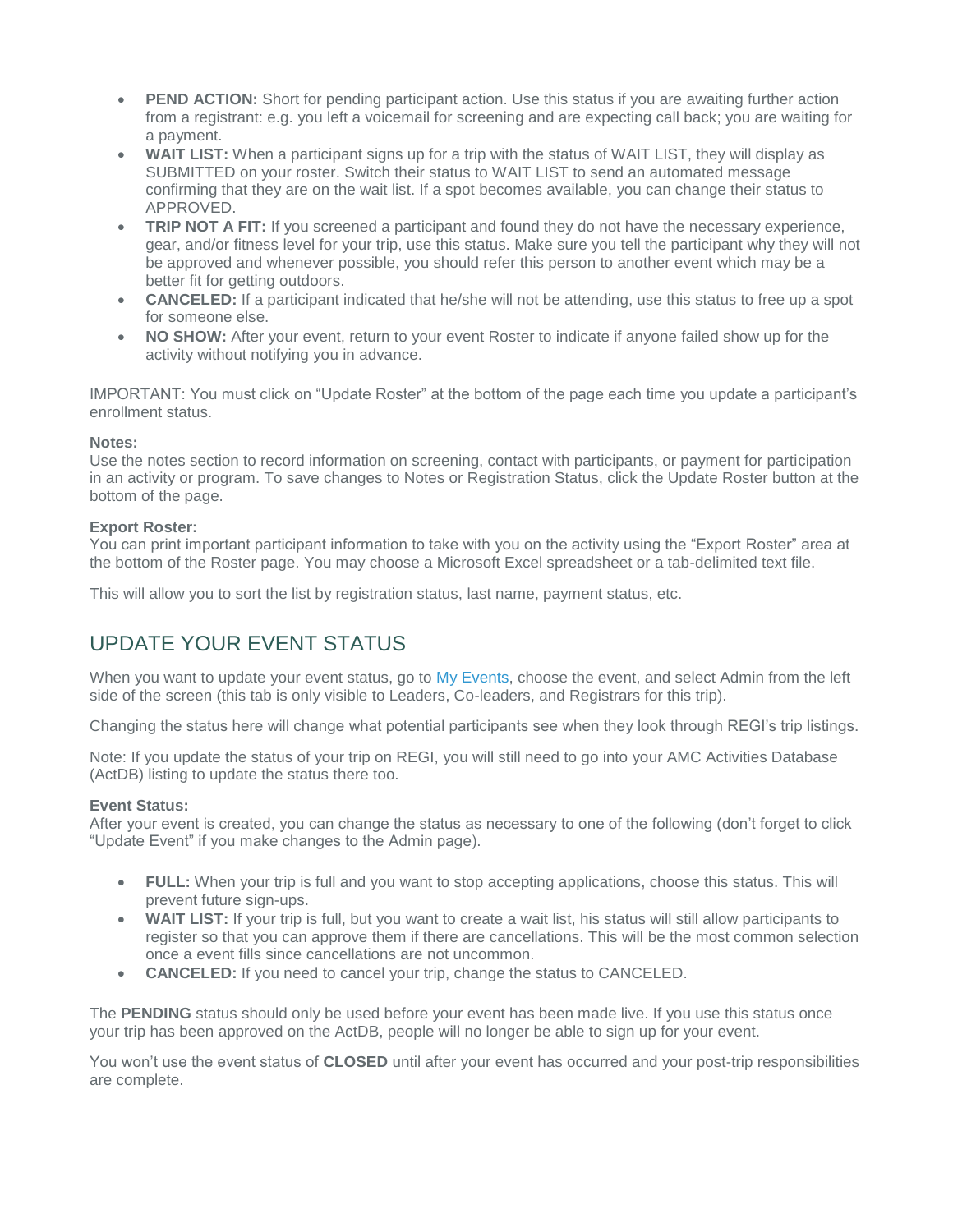- **PEND ACTION:** Short for pending participant action. Use this status if you are awaiting further action from a registrant: e.g. you left a voicemail for screening and are expecting call back; you are waiting for a payment.
- **WAIT LIST:** When a participant signs up for a trip with the status of WAIT LIST, they will display as SUBMITTED on your roster. Switch their status to WAIT LIST to send an automated message confirming that they are on the wait list. If a spot becomes available, you can change their status to APPROVED.
- **TRIP NOT A FIT:** If you screened a participant and found they do not have the necessary experience, gear, and/or fitness level for your trip, use this status. Make sure you tell the participant why they will not be approved and whenever possible, you should refer this person to another event which may be a better fit for getting outdoors.
- **CANCELED:** If a participant indicated that he/she will not be attending, use this status to free up a spot for someone else.
- **NO SHOW:** After your event, return to your event Roster to indicate if anyone failed show up for the activity without notifying you in advance.

IMPORTANT: You must click on "Update Roster" at the bottom of the page each time you update a participant's enrollment status.

**Notes:**
Use the notes section to record information on screening, contact with participants, or payment for participation in an activity or program. To save changes to Notes or Registration Status, click the Update Roster button at the bottom of the page.

**Export Roster:**
You can print important participant information to take with you on the activity using the "Export Roster" area at the bottom of the Roster page. You may choose a Microsoft Excel spreadsheet or a tab-delimited text file.

This will allow you to sort the list by registration status, last name, payment status, etc.

## UPDATE YOUR EVENT STATUS

When you want to update your event status, go to My Events, choose the event, and select Admin from the left side of the screen (this tab is only visible to Leaders, Co-leaders, and Registrars for this trip).

Changing the status here will change what potential participants see when they look through REGI's trip listings.

Note: If you update the status of your trip on REGI, you will still need to go into your AMC Activities Database (ActDB) listing to update the status there too.

**Event Status:**
After your event is created, you can change the status as necessary to one of the following (don't forget to click "Update Event" if you make changes to the Admin page).

- **FULL:** When your trip is full and you want to stop accepting applications, choose this status. This will prevent future sign-ups.
- **WAIT LIST:** If your trip is full, but you want to create a wait list, his status will still allow participants to register so that you can approve them if there are cancellations. This will be the most common selection once a event fills since cancellations are not uncommon.
- **CANCELED:** If you need to cancel your trip, change the status to CANCELED.

The **PENDING** status should only be used before your event has been made live. If you use this status once your trip has been approved on the ActDB, people will no longer be able to sign up for your event.

You won't use the event status of **CLOSED** until after your event has occurred and your post-trip responsibilities are complete.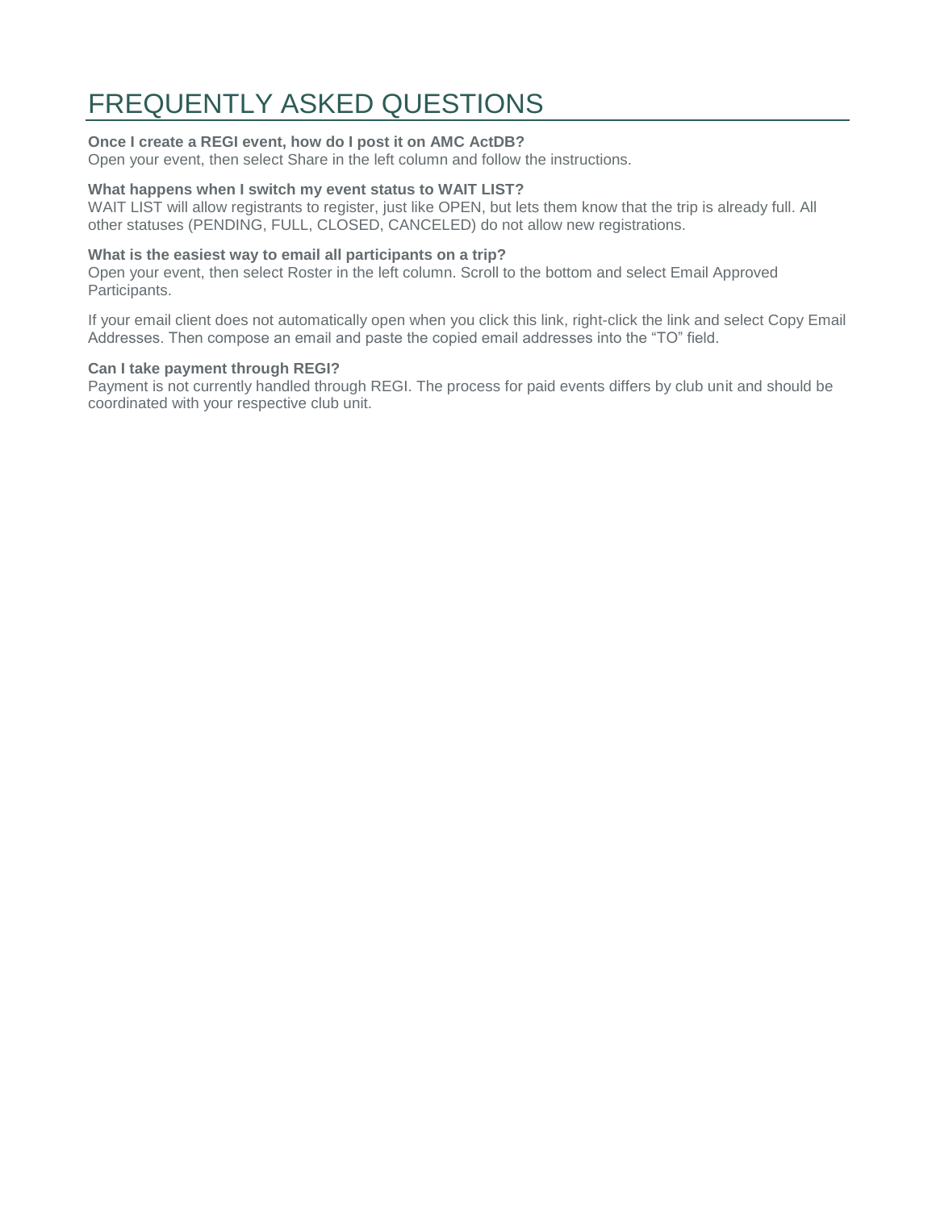# FREQUENTLY ASKED QUESTIONS

**Once I create a REGI event, how do I post it on AMC ActDB?**
Open your event, then select Share in the left column and follow the instructions.

**What happens when I switch my event status to WAIT LIST?**
WAIT LIST will allow registrants to register, just like OPEN, but lets them know that the trip is already full. All other statuses (PENDING, FULL, CLOSED, CANCELED) do not allow new registrations.

**What is the easiest way to email all participants on a trip?**
Open your event, then select Roster in the left column. Scroll to the bottom and select Email Approved Participants.

If your email client does not automatically open when you click this link, right-click the link and select Copy Email Addresses. Then compose an email and paste the copied email addresses into the "TO" field.

**Can I take payment through REGI?**
Payment is not currently handled through REGI. The process for paid events differs by club unit and should be coordinated with your respective club unit.